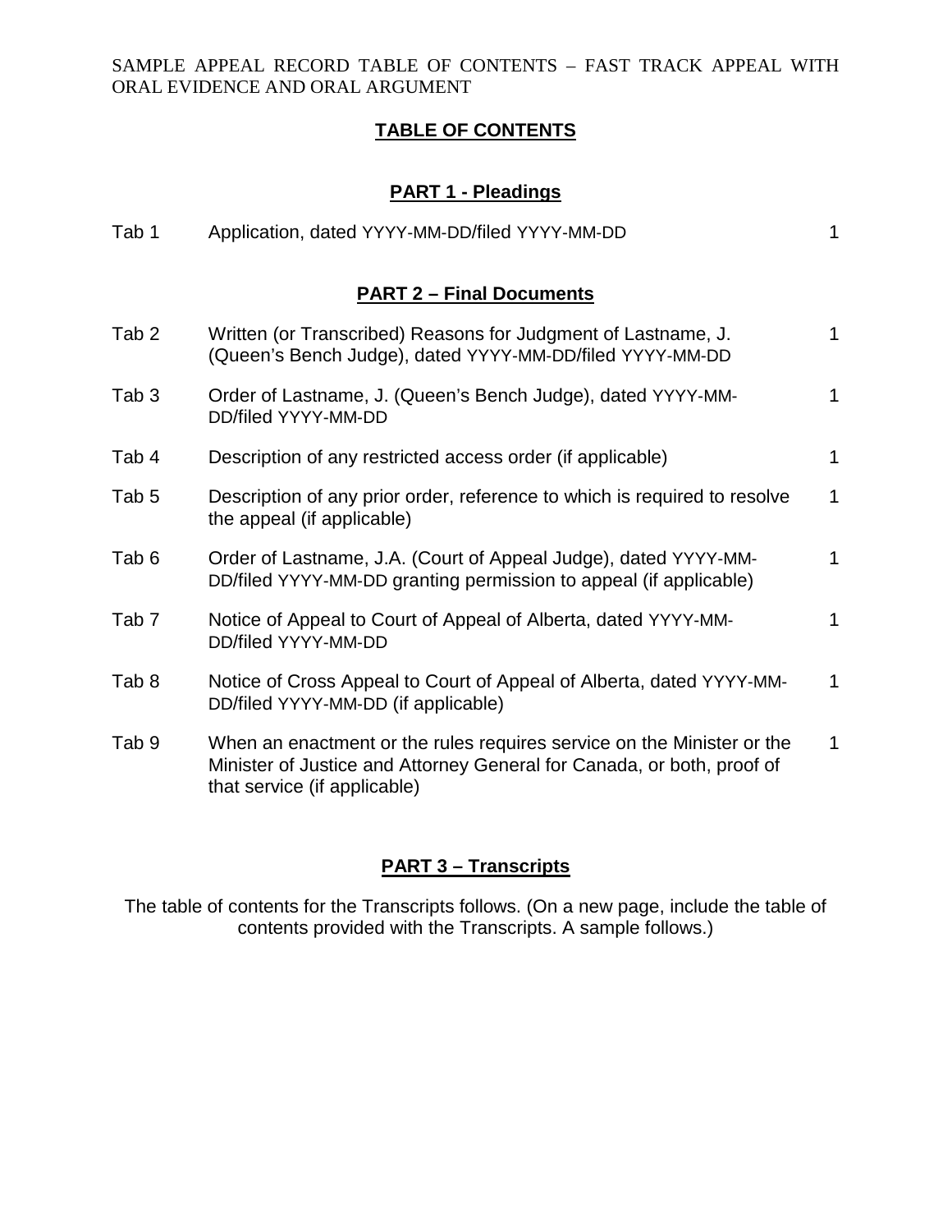SAMPLE APPEAL RECORD TABLE OF CONTENTS – FAST TRACK APPEAL WITH ORAL EVIDENCE AND ORAL ARGUMENT

## TABLE OF CONTENTS

### PART 1 - Pleadings

| | | |
|---|---|---|
| Tab 1 | Application, dated YYYY-MM-DD/filed YYYY-MM-DD | 1 |

### PART 2 – Final Documents

| | | |
|---|---|---|
| Tab 2 | Written (or Transcribed) Reasons for Judgment of Lastname, J. (Queen's Bench Judge), dated YYYY-MM-DD/filed YYYY-MM-DD | 1 |
| Tab 3 | Order of Lastname, J. (Queen's Bench Judge), dated YYYY-MM-DD/filed YYYY-MM-DD | 1 |
| Tab 4 | Description of any restricted access order (if applicable) | 1 |
| Tab 5 | Description of any prior order, reference to which is required to resolve the appeal (if applicable) | 1 |
| Tab 6 | Order of Lastname, J.A. (Court of Appeal Judge), dated YYYY-MM-DD/filed YYYY-MM-DD granting permission to appeal (if applicable) | 1 |
| Tab 7 | Notice of Appeal to Court of Appeal of Alberta, dated YYYY-MM-DD/filed YYYY-MM-DD | 1 |
| Tab 8 | Notice of Cross Appeal to Court of Appeal of Alberta, dated YYYY-MM-DD/filed YYYY-MM-DD (if applicable) | 1 |
| Tab 9 | When an enactment or the rules requires service on the Minister or the Minister of Justice and Attorney General for Canada, or both, proof of that service (if applicable) | 1 |

### PART 3 – Transcripts

The table of contents for the Transcripts follows. (On a new page, include the table of contents provided with the Transcripts. A sample follows.)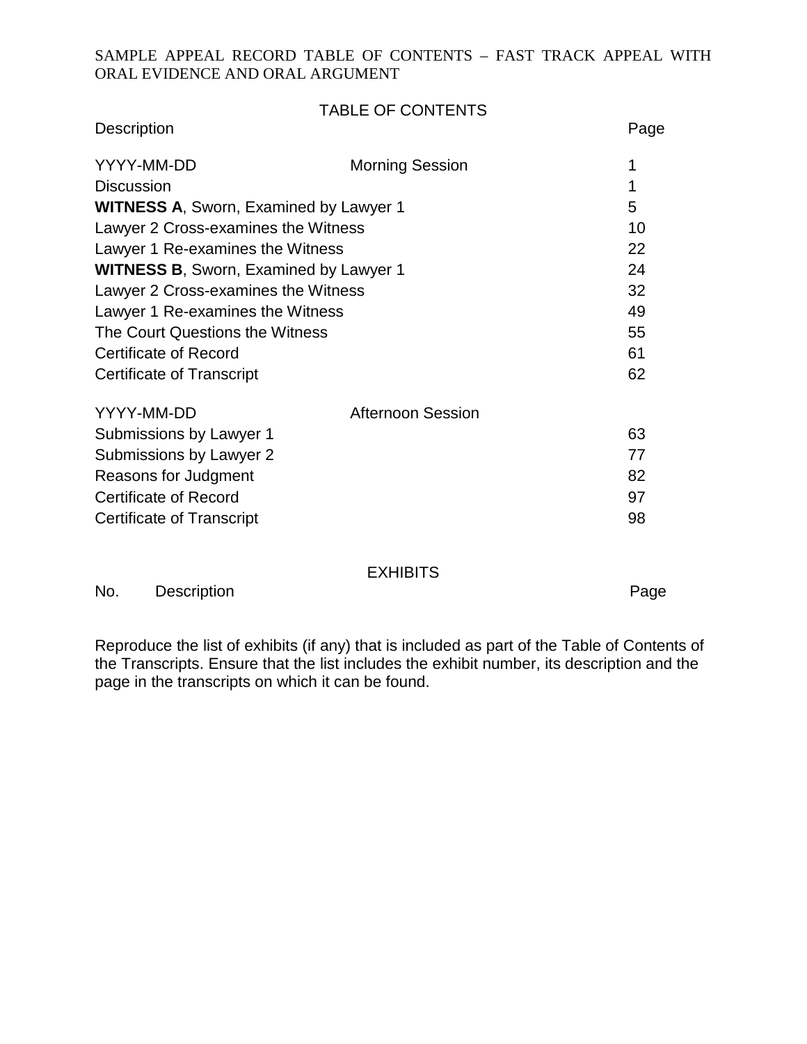SAMPLE APPEAL RECORD TABLE OF CONTENTS – FAST TRACK APPEAL WITH ORAL EVIDENCE AND ORAL ARGUMENT

## TABLE OF CONTENTS

| Description | | Page |
|---|---|---|
| YYYY-MM-DD | Morning Session | 1 |
| Discussion | | 1 |
| **WITNESS A**, Sworn, Examined by Lawyer 1 | | 5 |
| Lawyer 2 Cross-examines the Witness | | 10 |
| Lawyer 1 Re-examines the Witness | | 22 |
| **WITNESS B**, Sworn, Examined by Lawyer 1 | | 24 |
| Lawyer 2 Cross-examines the Witness | | 32 |
| Lawyer 1 Re-examines the Witness | | 49 |
| The Court Questions the Witness | | 55 |
| Certificate of Record | | 61 |
| Certificate of Transcript | | 62 |
| YYYY-MM-DD | Afternoon Session | |
| Submissions by Lawyer 1 | | 63 |
| Submissions by Lawyer 2 | | 77 |
| Reasons for Judgment | | 82 |
| Certificate of Record | | 97 |
| Certificate of Transcript | | 98 |

## EXHIBITS

| No. | Description | Page |
|---|---|---|

Reproduce the list of exhibits (if any) that is included as part of the Table of Contents of the Transcripts. Ensure that the list includes the exhibit number, its description and the page in the transcripts on which it can be found.